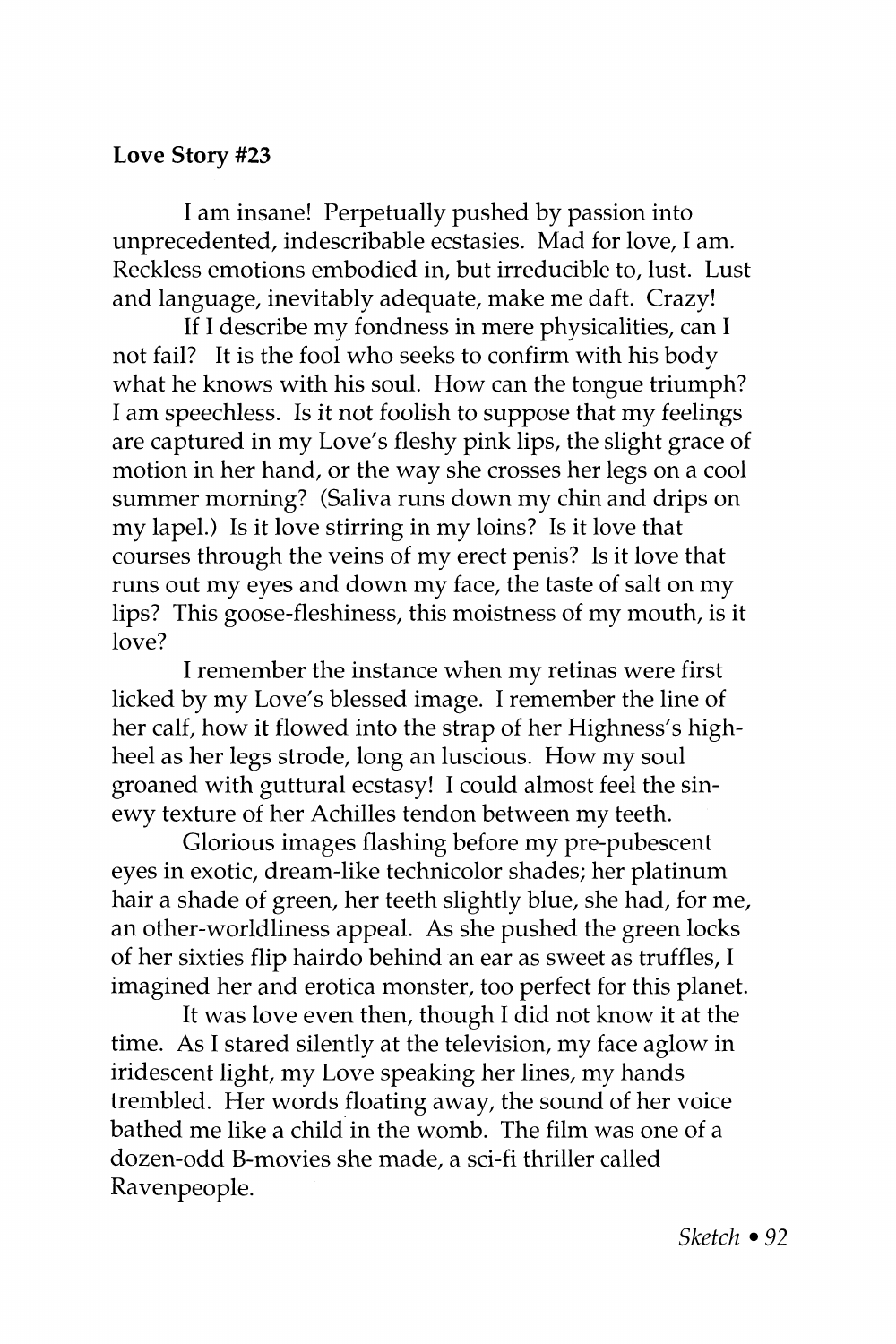**Love Story #23**

I am insane! Perpetually pushed by passion into unprecedented, indescribable ecstasies. Mad for love, I am. Reckless emotions embodied in, but irreducible to, lust. Lust and language, inevitably adequate, make me daft. Crazy!

If I describe my fondness in mere physicalities, can I not fail? It is the fool who seeks to confirm with his body what he knows with his soul. How can the tongue triumph? I am speechless. Is it not foolish to suppose that my feelings are captured in my Love's fleshy pink lips, the slight grace of motion in her hand, or the way she crosses her legs on a cool summer morning? (Saliva runs down my chin and drips on my lapel.) Is it love stirring in my loins? Is it love that courses through the veins of my erect penis? Is it love that runs out my eyes and down my face, the taste of salt on my lips? This goose-fleshiness, this moistness of my mouth, is it love?

I remember the instance when my retinas were first licked by my Love's blessed image. I remember the line of her calf, how it flowed into the strap of her Highness's high-heel as her legs strode, long an luscious. How my soul groaned with guttural ecstasy! I could almost feel the sinewy texture of her Achilles tendon between my teeth.

Glorious images flashing before my pre-pubescent eyes in exotic, dream-like technicolor shades; her platinum hair a shade of green, her teeth slightly blue, she had, for me, an other-worldliness appeal. As she pushed the green locks of her sixties flip hairdo behind an ear as sweet as truffles, I imagined her and erotica monster, too perfect for this planet.

It was love even then, though I did not know it at the time. As I stared silently at the television, my face aglow in iridescent light, my Love speaking her lines, my hands trembled. Her words floating away, the sound of her voice bathed me like a child in the womb. The film was one of a dozen-odd B-movies she made, a sci-fi thriller called Ravenpeople.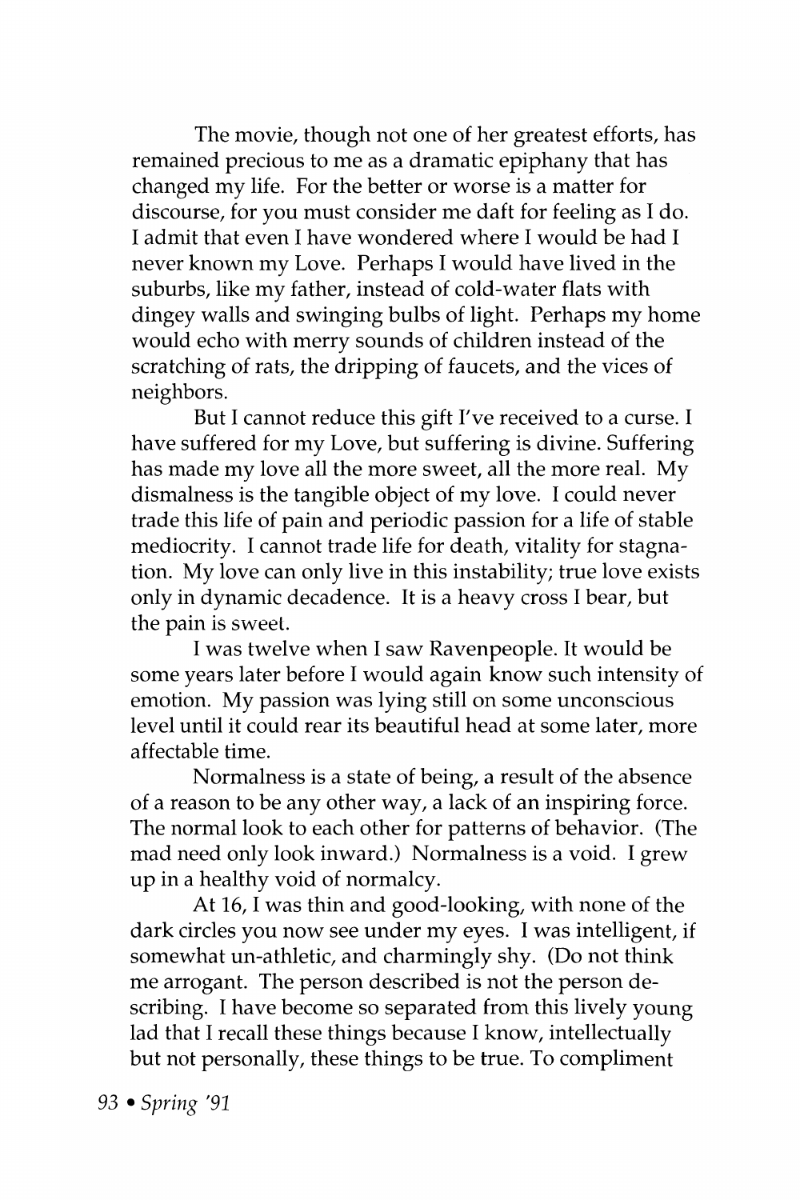The movie, though not one of her greatest efforts, has remained precious to me as a dramatic epiphany that has changed my life. For the better or worse is a matter for discourse, for you must consider me daft for feeling as I do. I admit that even I have wondered where I would be had I never known my Love. Perhaps I would have lived in the suburbs, like my father, instead of cold-water flats with dingey walls and swinging bulbs of light. Perhaps my home would echo with merry sounds of children instead of the scratching of rats, the dripping of faucets, and the vices of neighbors.

But I cannot reduce this gift I've received to a curse. I have suffered for my Love, but suffering is divine. Suffering has made my love all the more sweet, all the more real. My dismalness is the tangible object of my love. I could never trade this life of pain and periodic passion for a life of stable mediocrity. I cannot trade life for death, vitality for stagnation. My love can only live in this instability; true love exists only in dynamic decadence. It is a heavy cross I bear, but the pain is sweet.

I was twelve when I saw Ravenpeople. It would be some years later before I would again know such intensity of emotion. My passion was lying still on some unconscious level until it could rear its beautiful head at some later, more affectable time.

Normalness is a state of being, a result of the absence of a reason to be any other way, a lack of an inspiring force. The normal look to each other for patterns of behavior. (The mad need only look inward.) Normalness is a void. I grew up in a healthy void of normalcy.

At 16, I was thin and good-looking, with none of the dark circles you now see under my eyes. I was intelligent, if somewhat un-athletic, and charmingly shy. (Do not think me arrogant. The person described is not the person describing. I have become so separated from this lively young lad that I recall these things because I know, intellectually but not personally, these things to be true. To compliment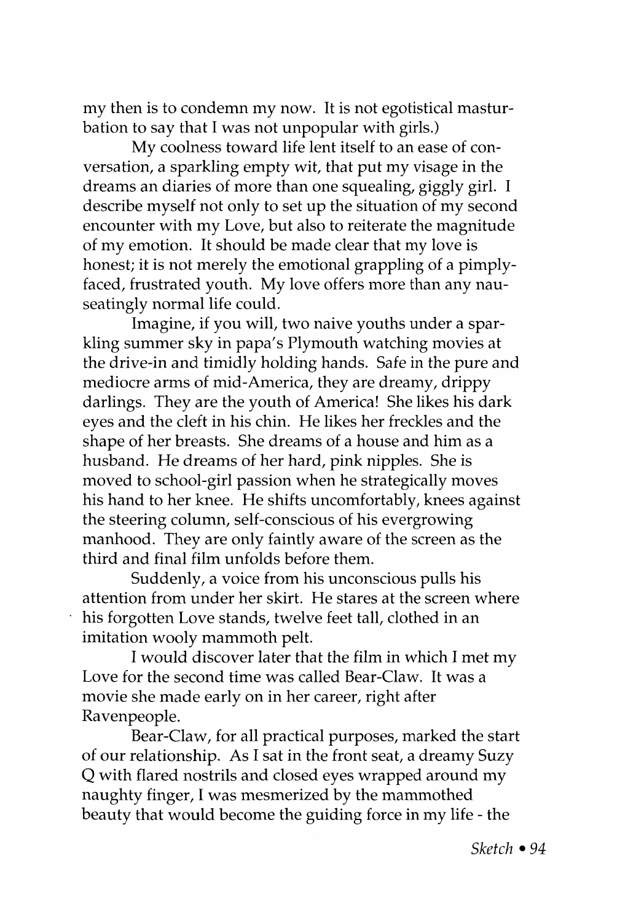my then is to condemn my now. It is not egotistical masturbation to say that I was not unpopular with girls.)

My coolness toward life lent itself to an ease of conversation, a sparkling empty wit, that put my visage in the dreams an diaries of more than one squealing, giggly girl. I describe myself not only to set up the situation of my second encounter with my Love, but also to reiterate the magnitude of my emotion. It should be made clear that my love is honest; it is not merely the emotional grappling of a pimply-faced, frustrated youth. My love offers more than any nauseatingly normal life could.

Imagine, if you will, two naive youths under a sparkling summer sky in papa's Plymouth watching movies at the drive-in and timidly holding hands. Safe in the pure and mediocre arms of mid-America, they are dreamy, drippy darlings. They are the youth of America! She likes his dark eyes and the cleft in his chin. He likes her freckles and the shape of her breasts. She dreams of a house and him as a husband. He dreams of her hard, pink nipples. She is moved to school-girl passion when he strategically moves his hand to her knee. He shifts uncomfortably, knees against the steering column, self-conscious of his evergrowing manhood. They are only faintly aware of the screen as the third and final film unfolds before them.

Suddenly, a voice from his unconscious pulls his attention from under her skirt. He stares at the screen where his forgotten Love stands, twelve feet tall, clothed in an imitation wooly mammoth pelt.

I would discover later that the film in which I met my Love for the second time was called Bear-Claw. It was a movie she made early on in her career, right after Ravenpeople.

Bear-Claw, for all practical purposes, marked the start of our relationship. As I sat in the front seat, a dreamy Suzy Q with flared nostrils and closed eyes wrapped around my naughty finger, I was mesmerized by the mammothed beauty that would become the guiding force in my life - the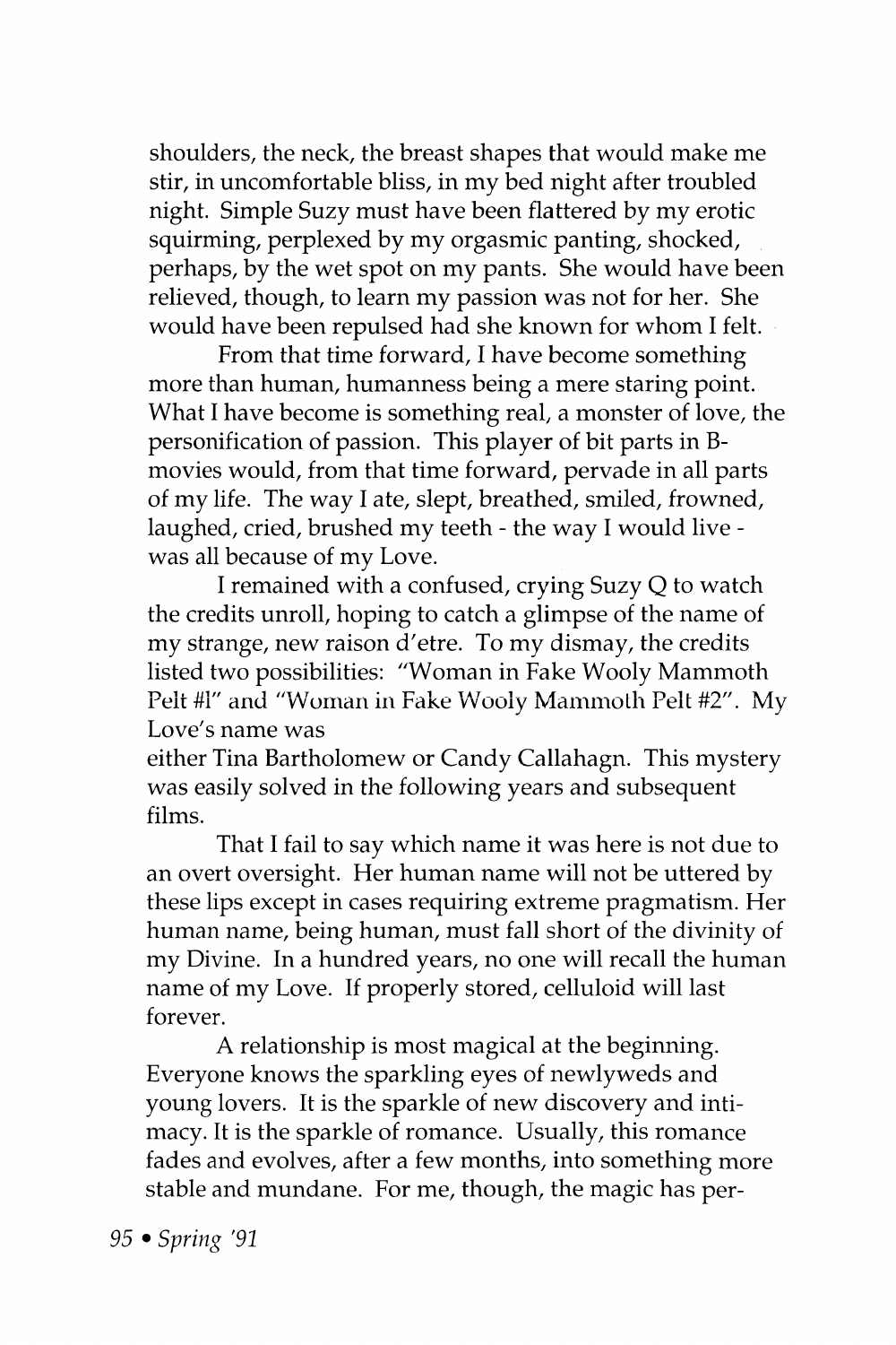shoulders, the neck, the breast shapes that would make me stir, in uncomfortable bliss, in my bed night after troubled night. Simple Suzy must have been flattered by my erotic squirming, perplexed by my orgasmic panting, shocked, perhaps, by the wet spot on my pants. She would have been relieved, though, to learn my passion was not for her. She would have been repulsed had she known for whom I felt.

From that time forward, I have become something more than human, humanness being a mere staring point. What I have become is something real, a monster of love, the personification of passion. This player of bit parts in B-movies would, from that time forward, pervade in all parts of my life. The way I ate, slept, breathed, smiled, frowned, laughed, cried, brushed my teeth - the way I would live - was all because of my Love.

I remained with a confused, crying Suzy Q to watch the credits unroll, hoping to catch a glimpse of the name of my strange, new raison d'etre. To my dismay, the credits listed two possibilities: "Woman in Fake Wooly Mammoth Pelt #1" and "Woman in Fake Wooly Mammoth Pelt #2". My Love's name was either Tina Bartholomew or Candy Callahagn. This mystery was easily solved in the following years and subsequent films.

That I fail to say which name it was here is not due to an overt oversight. Her human name will not be uttered by these lips except in cases requiring extreme pragmatism. Her human name, being human, must fall short of the divinity of my Divine. In a hundred years, no one will recall the human name of my Love. If properly stored, celluloid will last forever.

A relationship is most magical at the beginning. Everyone knows the sparkling eyes of newlyweds and young lovers. It is the sparkle of new discovery and intimacy. It is the sparkle of romance. Usually, this romance fades and evolves, after a few months, into something more stable and mundane. For me, though, the magic has per-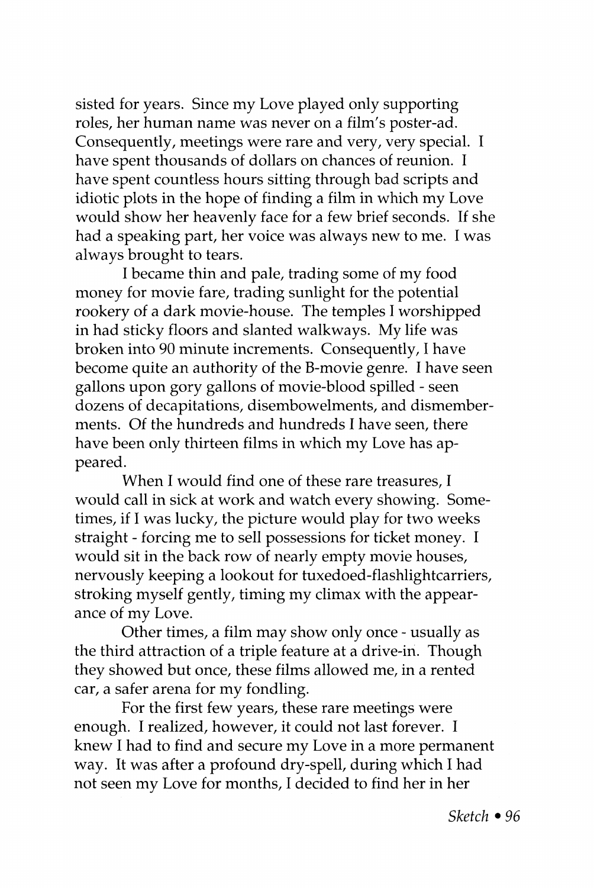sisted for years. Since my Love played only supporting roles, her human name was never on a film's poster-ad. Consequently, meetings were rare and very, very special. I have spent thousands of dollars on chances of reunion. I have spent countless hours sitting through bad scripts and idiotic plots in the hope of finding a film in which my Love would show her heavenly face for a few brief seconds. If she had a speaking part, her voice was always new to me. I was always brought to tears.

I became thin and pale, trading some of my food money for movie fare, trading sunlight for the potential rookery of a dark movie-house. The temples I worshipped in had sticky floors and slanted walkways. My life was broken into 90 minute increments. Consequently, I have become quite an authority of the B-movie genre. I have seen gallons upon gory gallons of movie-blood spilled - seen dozens of decapitations, disembowelments, and dismemberments. Of the hundreds and hundreds I have seen, there have been only thirteen films in which my Love has appeared.

When I would find one of these rare treasures, I would call in sick at work and watch every showing. Sometimes, if I was lucky, the picture would play for two weeks straight - forcing me to sell possessions for ticket money. I would sit in the back row of nearly empty movie houses, nervously keeping a lookout for tuxedoed-flashlightcarriers, stroking myself gently, timing my climax with the appearance of my Love.

Other times, a film may show only once - usually as the third attraction of a triple feature at a drive-in. Though they showed but once, these films allowed me, in a rented car, a safer arena for my fondling.

For the first few years, these rare meetings were enough. I realized, however, it could not last forever. I knew I had to find and secure my Love in a more permanent way. It was after a profound dry-spell, during which I had not seen my Love for months, I decided to find her in her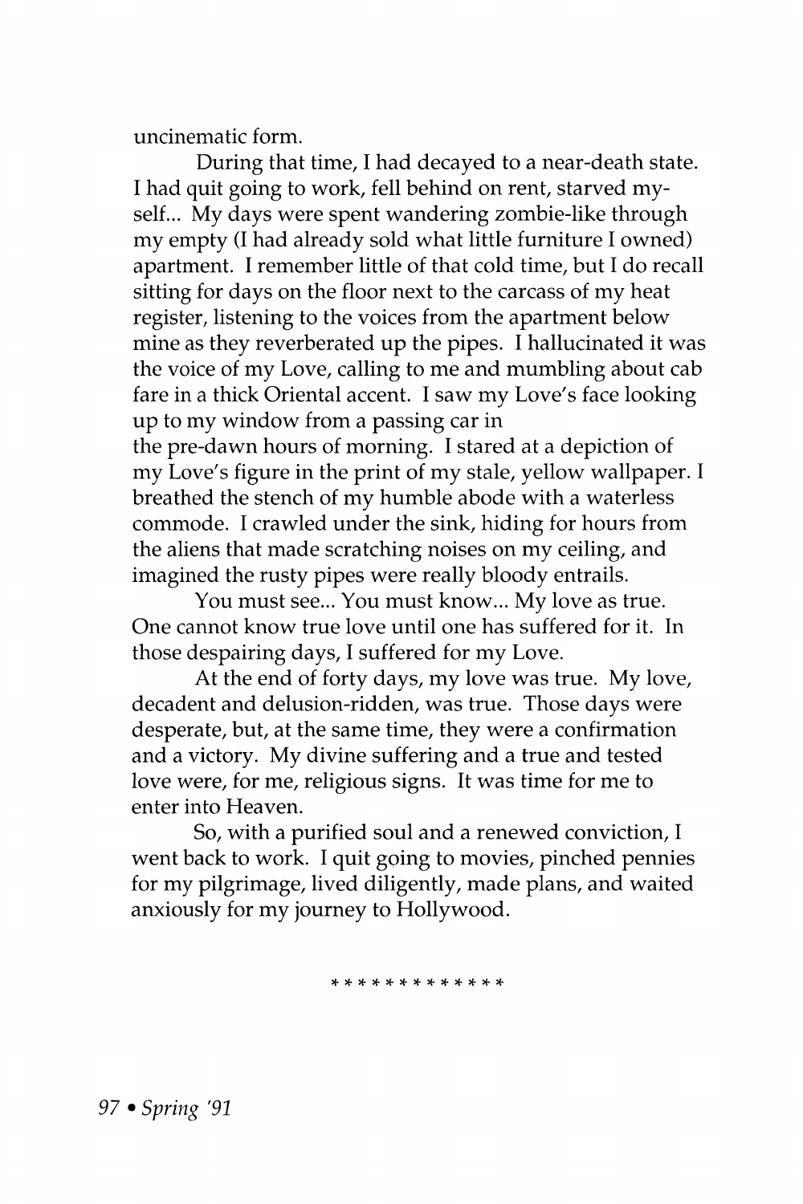uncinematic form.

During that time, I had decayed to a near-death state. I had quit going to work, fell behind on rent, starved myself... My days were spent wandering zombie-like through my empty (I had already sold what little furniture I owned) apartment. I remember little of that cold time, but I do recall sitting for days on the floor next to the carcass of my heat register, listening to the voices from the apartment below mine as they reverberated up the pipes. I hallucinated it was the voice of my Love, calling to me and mumbling about cab fare in a thick Oriental accent. I saw my Love's face looking up to my window from a passing car in the pre-dawn hours of morning. I stared at a depiction of my Love's figure in the print of my stale, yellow wallpaper. I breathed the stench of my humble abode with a waterless commode. I crawled under the sink, hiding for hours from the aliens that made scratching noises on my ceiling, and imagined the rusty pipes were really bloody entrails.

You must see... You must know... My love as true. One cannot know true love until one has suffered for it. In those despairing days, I suffered for my Love.

At the end of forty days, my love was true. My love, decadent and delusion-ridden, was true. Those days were desperate, but, at the same time, they were a confirmation and a victory. My divine suffering and a true and tested love were, for me, religious signs. It was time for me to enter into Heaven.

So, with a purified soul and a renewed conviction, I went back to work. I quit going to movies, pinched pennies for my pilgrimage, lived diligently, made plans, and waited anxiously for my journey to Hollywood.

\* \* \* \* \* \* \* \* \* \* \* \* \*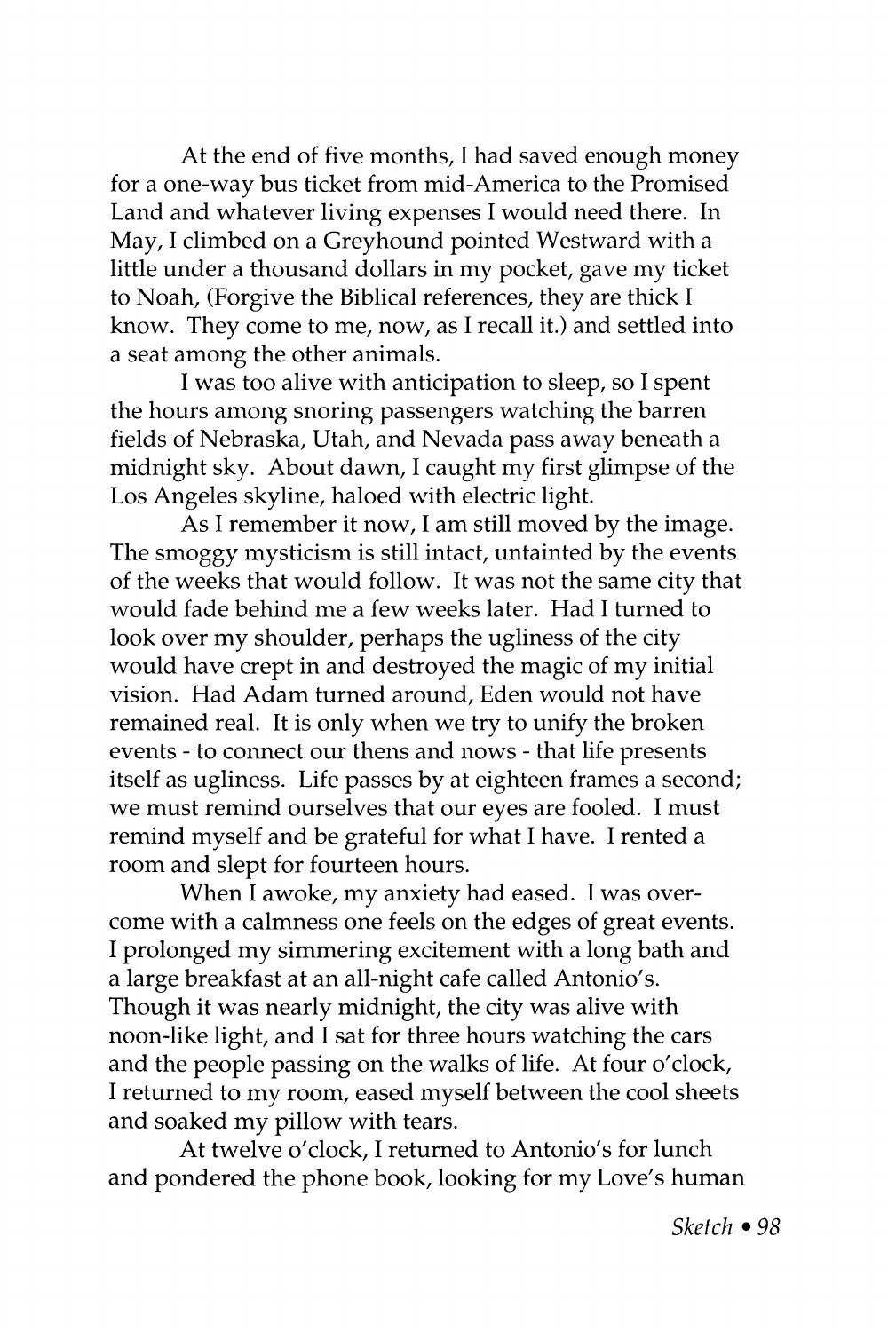At the end of five months, I had saved enough money for a one-way bus ticket from mid-America to the Promised Land and whatever living expenses I would need there. In May, I climbed on a Greyhound pointed Westward with a little under a thousand dollars in my pocket, gave my ticket to Noah, (Forgive the Biblical references, they are thick I know. They come to me, now, as I recall it.) and settled into a seat among the other animals.

I was too alive with anticipation to sleep, so I spent the hours among snoring passengers watching the barren fields of Nebraska, Utah, and Nevada pass away beneath a midnight sky. About dawn, I caught my first glimpse of the Los Angeles skyline, haloed with electric light.

As I remember it now, I am still moved by the image. The smoggy mysticism is still intact, untainted by the events of the weeks that would follow. It was not the same city that would fade behind me a few weeks later. Had I turned to look over my shoulder, perhaps the ugliness of the city would have crept in and destroyed the magic of my initial vision. Had Adam turned around, Eden would not have remained real. It is only when we try to unify the broken events - to connect our thens and nows - that life presents itself as ugliness. Life passes by at eighteen frames a second; we must remind ourselves that our eyes are fooled. I must remind myself and be grateful for what I have. I rented a room and slept for fourteen hours.

When I awoke, my anxiety had eased. I was overcome with a calmness one feels on the edges of great events. I prolonged my simmering excitement with a long bath and a large breakfast at an all-night cafe called Antonio's. Though it was nearly midnight, the city was alive with noon-like light, and I sat for three hours watching the cars and the people passing on the walks of life. At four o'clock, I returned to my room, eased myself between the cool sheets and soaked my pillow with tears.

At twelve o'clock, I returned to Antonio's for lunch and pondered the phone book, looking for my Love's human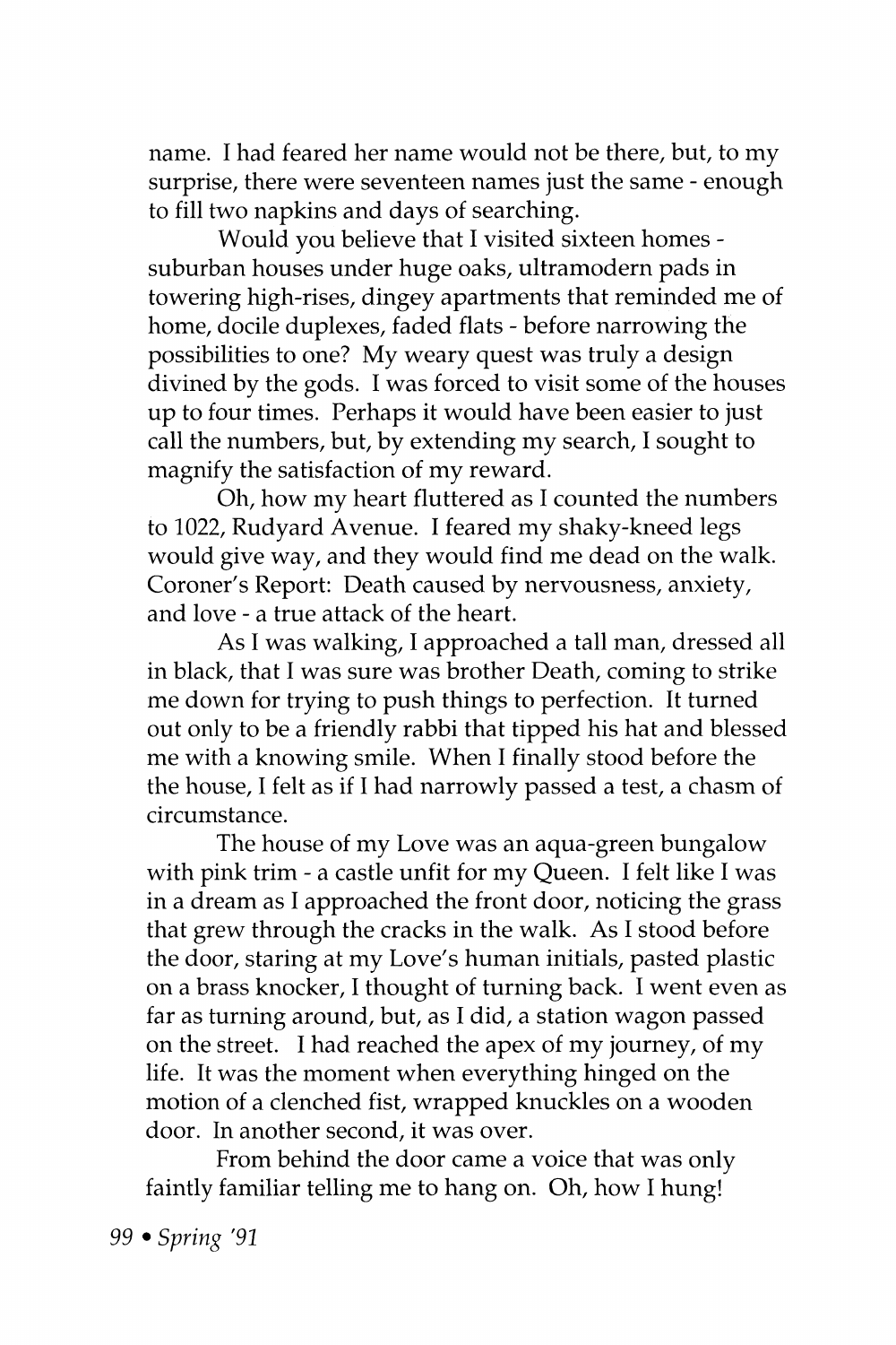name. I had feared her name would not be there, but, to my surprise, there were seventeen names just the same - enough to fill two napkins and days of searching.

Would you believe that I visited sixteen homes - suburban houses under huge oaks, ultramodern pads in towering high-rises, dingey apartments that reminded me of home, docile duplexes, faded flats - before narrowing the possibilities to one? My weary quest was truly a design divined by the gods. I was forced to visit some of the houses up to four times. Perhaps it would have been easier to just call the numbers, but, by extending my search, I sought to magnify the satisfaction of my reward.

Oh, how my heart fluttered as I counted the numbers to 1022, Rudyard Avenue. I feared my shaky-kneed legs would give way, and they would find me dead on the walk. Coroner's Report: Death caused by nervousness, anxiety, and love - a true attack of the heart.

As I was walking, I approached a tall man, dressed all in black, that I was sure was brother Death, coming to strike me down for trying to push things to perfection. It turned out only to be a friendly rabbi that tipped his hat and blessed me with a knowing smile. When I finally stood before the the house, I felt as if I had narrowly passed a test, a chasm of circumstance.

The house of my Love was an aqua-green bungalow with pink trim - a castle unfit for my Queen. I felt like I was in a dream as I approached the front door, noticing the grass that grew through the cracks in the walk. As I stood before the door, staring at my Love's human initials, pasted plastic on a brass knocker, I thought of turning back. I went even as far as turning around, but, as I did, a station wagon passed on the street. I had reached the apex of my journey, of my life. It was the moment when everything hinged on the motion of a clenched fist, wrapped knuckles on a wooden door. In another second, it was over.

From behind the door came a voice that was only faintly familiar telling me to hang on. Oh, how I hung!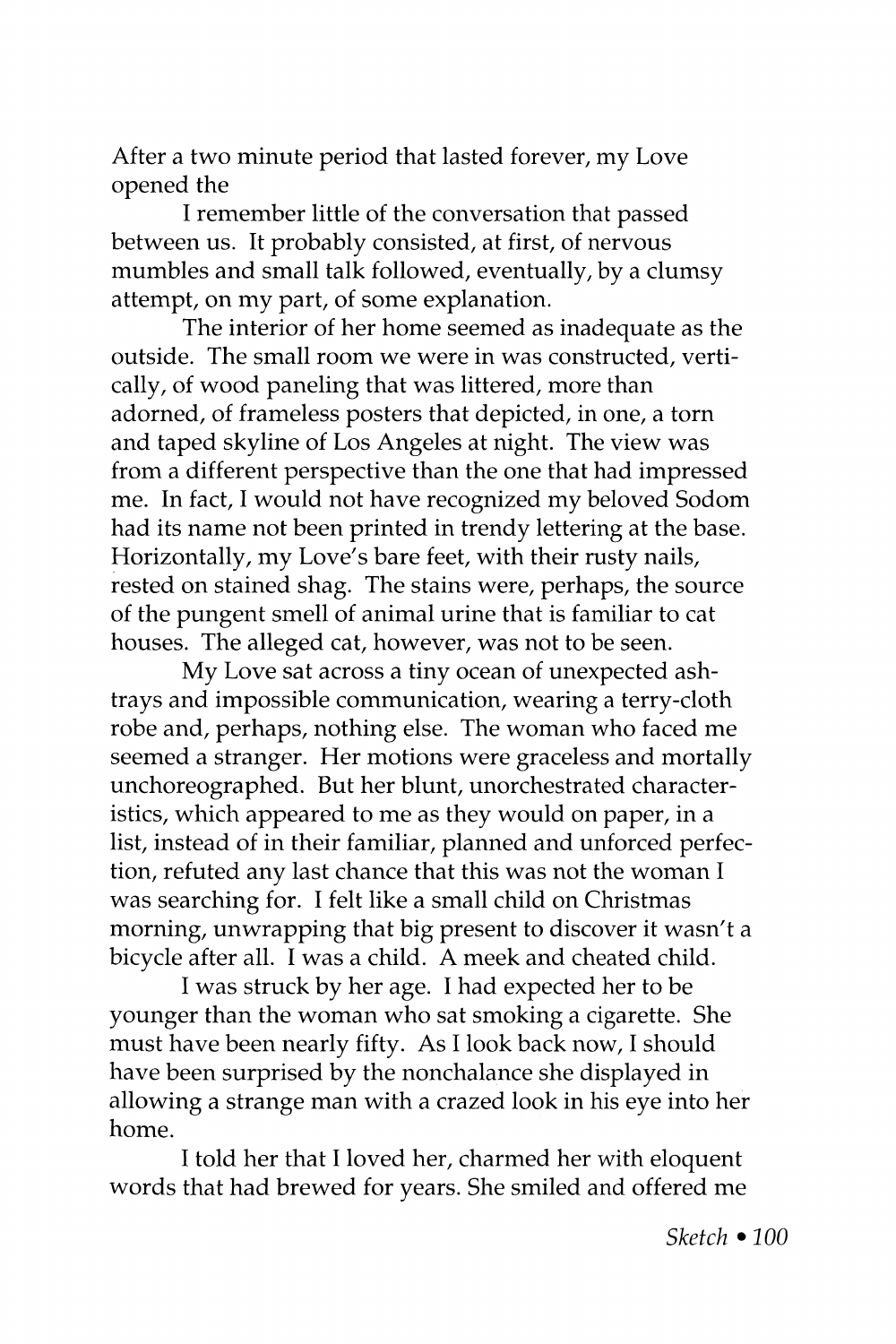After a two minute period that lasted forever, my Love opened the

I remember little of the conversation that passed between us. It probably consisted, at first, of nervous mumbles and small talk followed, eventually, by a clumsy attempt, on my part, of some explanation.

The interior of her home seemed as inadequate as the outside. The small room we were in was constructed, vertically, of wood paneling that was littered, more than adorned, of frameless posters that depicted, in one, a torn and taped skyline of Los Angeles at night. The view was from a different perspective than the one that had impressed me. In fact, I would not have recognized my beloved Sodom had its name not been printed in trendy lettering at the base. Horizontally, my Love's bare feet, with their rusty nails, rested on stained shag. The stains were, perhaps, the source of the pungent smell of animal urine that is familiar to cat houses. The alleged cat, however, was not to be seen.

My Love sat across a tiny ocean of unexpected ashtrays and impossible communication, wearing a terry-cloth robe and, perhaps, nothing else. The woman who faced me seemed a stranger. Her motions were graceless and mortally unchoreographed. But her blunt, unorchestrated characteristics, which appeared to me as they would on paper, in a list, instead of in their familiar, planned and unforced perfection, refuted any last chance that this was not the woman I was searching for. I felt like a small child on Christmas morning, unwrapping that big present to discover it wasn't a bicycle after all. I was a child. A meek and cheated child.

I was struck by her age. I had expected her to be younger than the woman who sat smoking a cigarette. She must have been nearly fifty. As I look back now, I should have been surprised by the nonchalance she displayed in allowing a strange man with a crazed look in his eye into her home.

I told her that I loved her, charmed her with eloquent words that had brewed for years. She smiled and offered me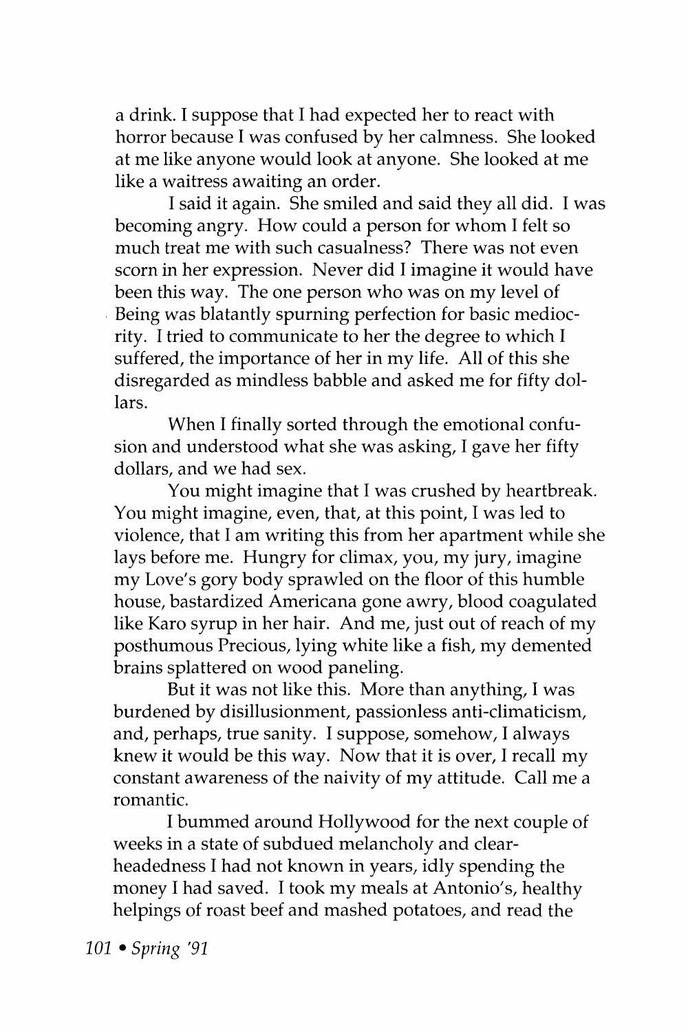a drink. I suppose that I had expected her to react with horror because I was confused by her calmness. She looked at me like anyone would look at anyone. She looked at me like a waitress awaiting an order.

I said it again. She smiled and said they all did. I was becoming angry. How could a person for whom I felt so much treat me with such casualness? There was not even scorn in her expression. Never did I imagine it would have been this way. The one person who was on my level of Being was blatantly spurning perfection for basic mediocrity. I tried to communicate to her the degree to which I suffered, the importance of her in my life. All of this she disregarded as mindless babble and asked me for fifty dollars.

When I finally sorted through the emotional confusion and understood what she was asking, I gave her fifty dollars, and we had sex.

You might imagine that I was crushed by heartbreak. You might imagine, even, that, at this point, I was led to violence, that I am writing this from her apartment while she lays before me. Hungry for climax, you, my jury, imagine my Love's gory body sprawled on the floor of this humble house, bastardized Americana gone awry, blood coagulated like Karo syrup in her hair. And me, just out of reach of my posthumous Precious, lying white like a fish, my demented brains splattered on wood paneling.

But it was not like this. More than anything, I was burdened by disillusionment, passionless anti-climaticism, and, perhaps, true sanity. I suppose, somehow, I always knew it would be this way. Now that it is over, I recall my constant awareness of the naivity of my attitude. Call me a romantic.

I bummed around Hollywood for the next couple of weeks in a state of subdued melancholy and clear-headedness I had not known in years, idly spending the money I had saved. I took my meals at Antonio's, healthy helpings of roast beef and mashed potatoes, and read the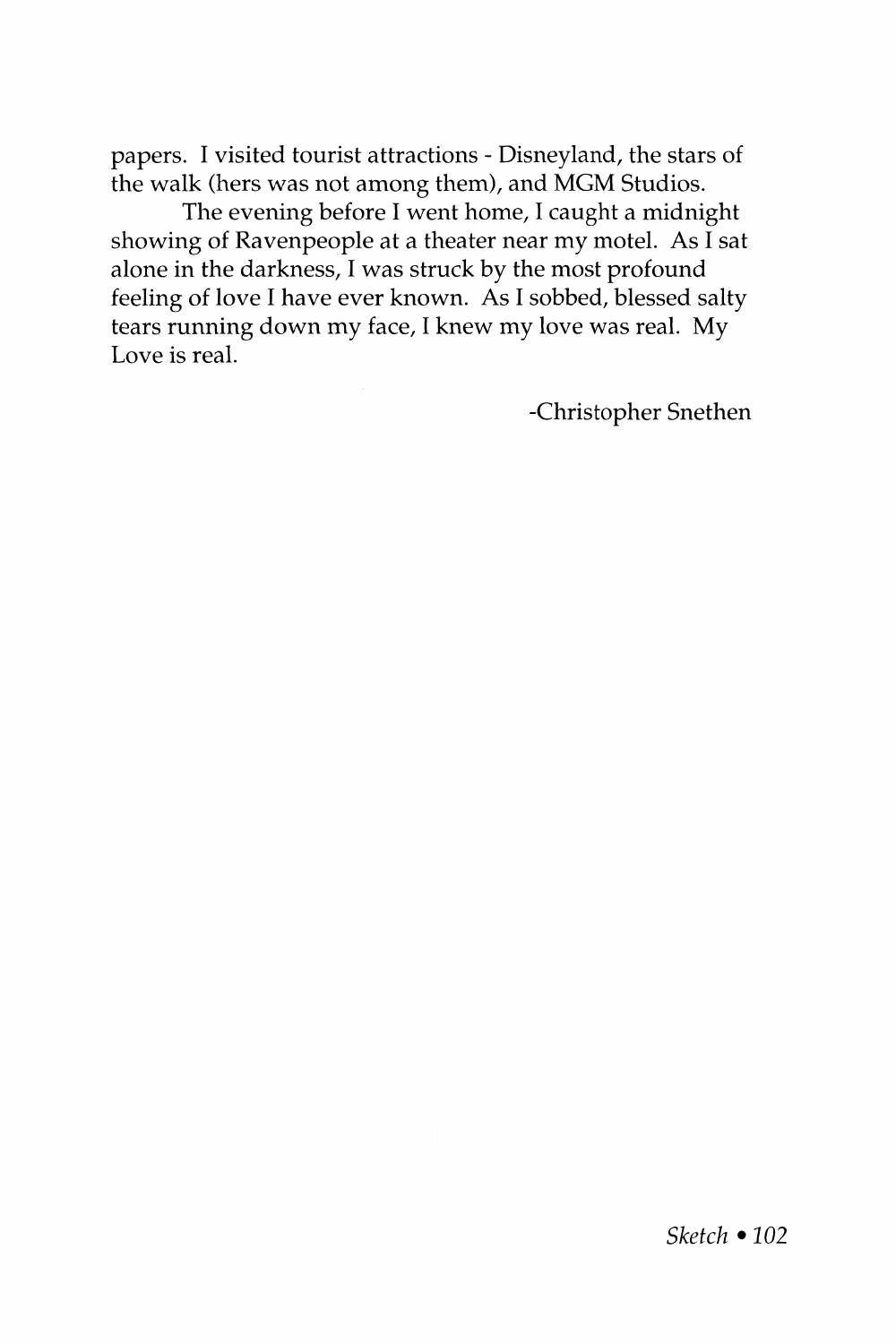papers. I visited tourist attractions - Disneyland, the stars of the walk (hers was not among them), and MGM Studios.

The evening before I went home, I caught a midnight showing of Ravenpeople at a theater near my motel. As I sat alone in the darkness, I was struck by the most profound feeling of love I have ever known. As I sobbed, blessed salty tears running down my face, I knew my love was real. My Love is real.

-Christopher Snethen